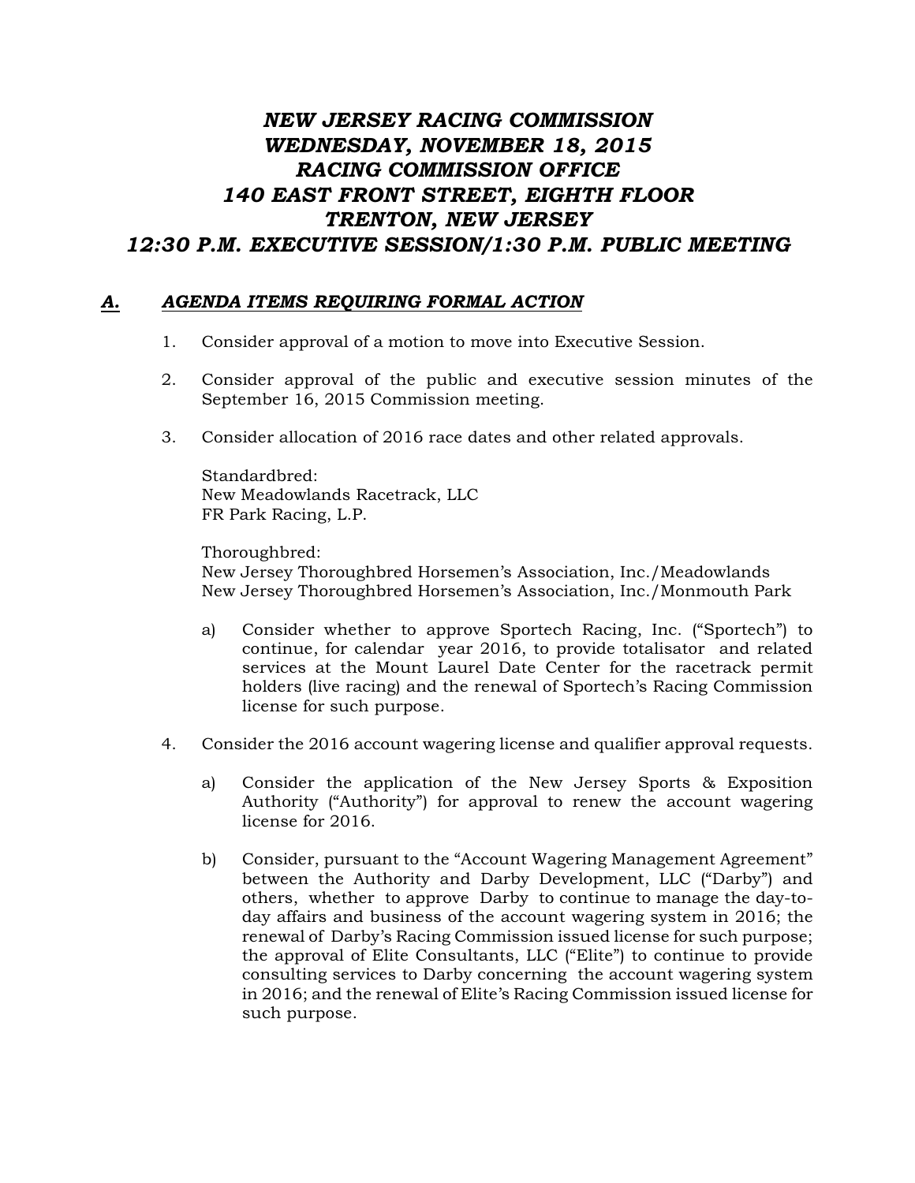# *NEW JERSEY RACING COMMISSION*
# *WEDNESDAY, NOVEMBER 18, 2015*
# *RACING COMMISSION OFFICE*
# *140 EAST FRONT STREET, EIGHTH FLOOR*
# *TRENTON, NEW JERSEY*
# *12:30 P.M. EXECUTIVE SESSION/1:30 P.M. PUBLIC MEETING*

## ***A. AGENDA ITEMS REQUIRING FORMAL ACTION***

1. Consider approval of a motion to move into Executive Session.

2. Consider approval of the public and executive session minutes of the September 16, 2015 Commission meeting.

3. Consider allocation of 2016 race dates and other related approvals.

   Standardbred:
   New Meadowlands Racetrack, LLC
   FR Park Racing, L.P.

   Thoroughbred:
   New Jersey Thoroughbred Horsemen's Association, Inc./Meadowlands
   New Jersey Thoroughbred Horsemen's Association, Inc./Monmouth Park

   a) Consider whether to approve Sportech Racing, Inc. ("Sportech") to continue, for calendar year 2016, to provide totalisator and related services at the Mount Laurel Date Center for the racetrack permit holders (live racing) and the renewal of Sportech's Racing Commission license for such purpose.

4. Consider the 2016 account wagering license and qualifier approval requests.

   a) Consider the application of the New Jersey Sports & Exposition Authority ("Authority") for approval to renew the account wagering license for 2016.

   b) Consider, pursuant to the "Account Wagering Management Agreement" between the Authority and Darby Development, LLC ("Darby") and others, whether to approve Darby to continue to manage the day-to-day affairs and business of the account wagering system in 2016; the renewal of Darby's Racing Commission issued license for such purpose; the approval of Elite Consultants, LLC ("Elite") to continue to provide consulting services to Darby concerning the account wagering system in 2016; and the renewal of Elite's Racing Commission issued license for such purpose.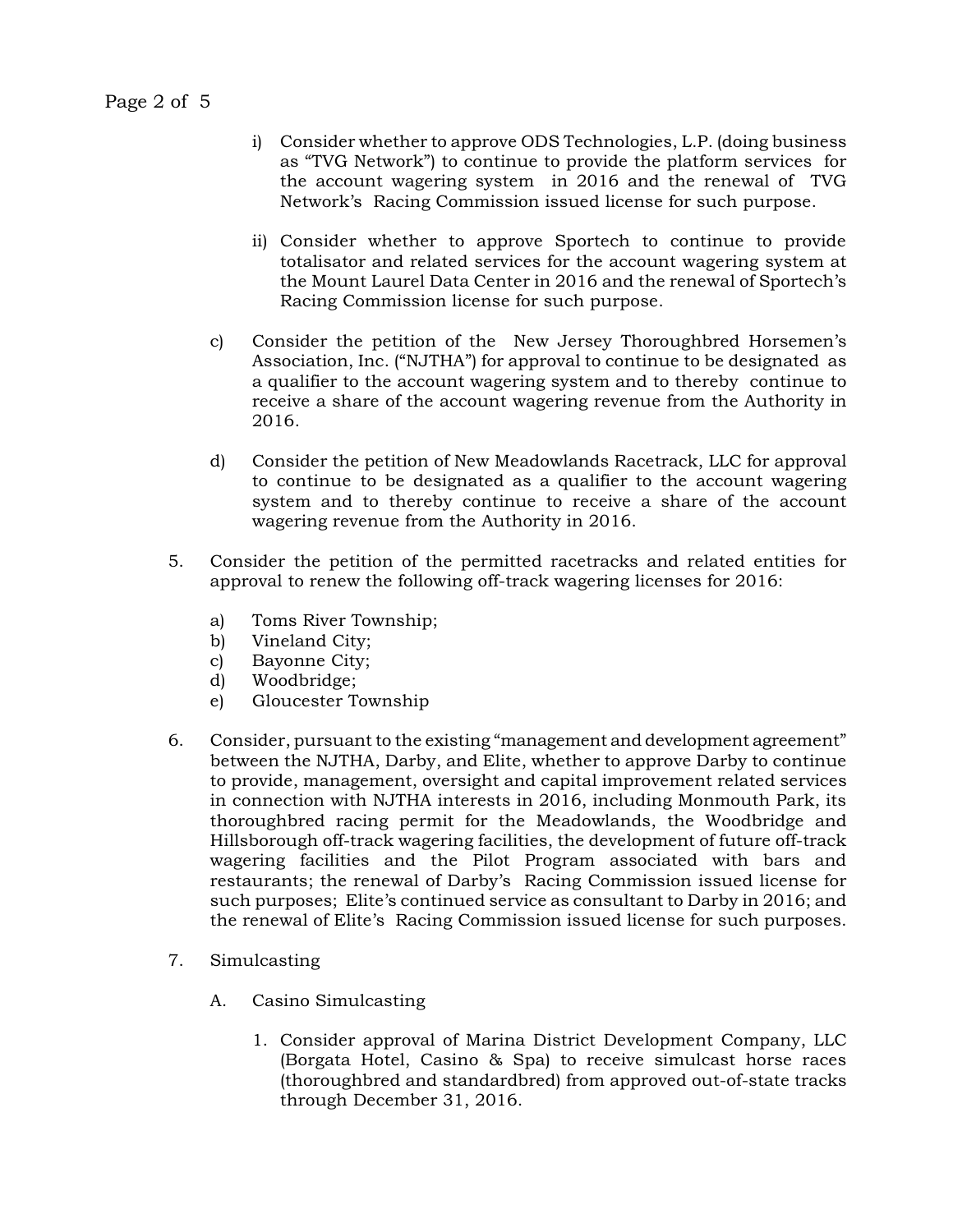i) Consider whether to approve ODS Technologies, L.P. (doing business as "TVG Network") to continue to provide the platform services for the account wagering system in 2016 and the renewal of TVG Network's Racing Commission issued license for such purpose.

ii) Consider whether to approve Sportech to continue to provide totalisator and related services for the account wagering system at the Mount Laurel Data Center in 2016 and the renewal of Sportech's Racing Commission license for such purpose.

c) Consider the petition of the New Jersey Thoroughbred Horsemen's Association, Inc. ("NJTHA") for approval to continue to be designated as a qualifier to the account wagering system and to thereby continue to receive a share of the account wagering revenue from the Authority in 2016.

d) Consider the petition of New Meadowlands Racetrack, LLC for approval to continue to be designated as a qualifier to the account wagering system and to thereby continue to receive a share of the account wagering revenue from the Authority in 2016.

5. Consider the petition of the permitted racetracks and related entities for approval to renew the following off-track wagering licenses for 2016:

   a) Toms River Township;
   b) Vineland City;
   c) Bayonne City;
   d) Woodbridge;
   e) Gloucester Township

6. Consider, pursuant to the existing "management and development agreement" between the NJTHA, Darby, and Elite, whether to approve Darby to continue to provide, management, oversight and capital improvement related services in connection with NJTHA interests in 2016, including Monmouth Park, its thoroughbred racing permit for the Meadowlands, the Woodbridge and Hillsborough off-track wagering facilities, the development of future off-track wagering facilities and the Pilot Program associated with bars and restaurants; the renewal of Darby's Racing Commission issued license for such purposes; Elite's continued service as consultant to Darby in 2016; and the renewal of Elite's Racing Commission issued license for such purposes.

7. Simulcasting

   A. Casino Simulcasting

      1. Consider approval of Marina District Development Company, LLC (Borgata Hotel, Casino & Spa) to receive simulcast horse races (thoroughbred and standardbred) from approved out-of-state tracks through December 31, 2016.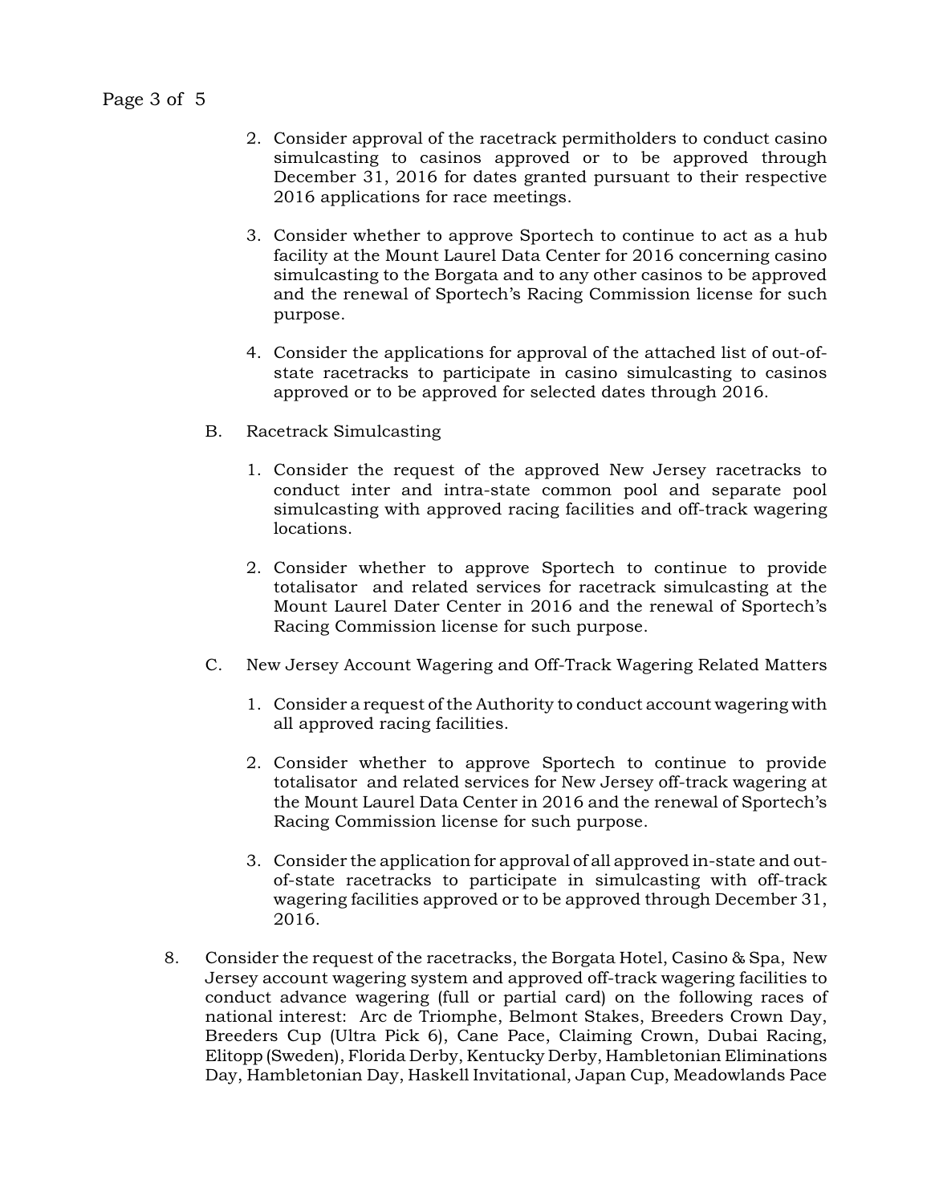2. Consider approval of the racetrack permitholders to conduct casino simulcasting to casinos approved or to be approved through December 31, 2016 for dates granted pursuant to their respective 2016 applications for race meetings.

3. Consider whether to approve Sportech to continue to act as a hub facility at the Mount Laurel Data Center for 2016 concerning casino simulcasting to the Borgata and to any other casinos to be approved and the renewal of Sportech's Racing Commission license for such purpose.

4. Consider the applications for approval of the attached list of out-of-state racetracks to participate in casino simulcasting to casinos approved or to be approved for selected dates through 2016.

B. Racetrack Simulcasting

1. Consider the request of the approved New Jersey racetracks to conduct inter and intra-state common pool and separate pool simulcasting with approved racing facilities and off-track wagering locations.

2. Consider whether to approve Sportech to continue to provide totalisator and related services for racetrack simulcasting at the Mount Laurel Dater Center in 2016 and the renewal of Sportech's Racing Commission license for such purpose.

C. New Jersey Account Wagering and Off-Track Wagering Related Matters

1. Consider a request of the Authority to conduct account wagering with all approved racing facilities.

2. Consider whether to approve Sportech to continue to provide totalisator and related services for New Jersey off-track wagering at the Mount Laurel Data Center in 2016 and the renewal of Sportech's Racing Commission license for such purpose.

3. Consider the application for approval of all approved in-state and out-of-state racetracks to participate in simulcasting with off-track wagering facilities approved or to be approved through December 31, 2016.

8. Consider the request of the racetracks, the Borgata Hotel, Casino & Spa, New Jersey account wagering system and approved off-track wagering facilities to conduct advance wagering (full or partial card) on the following races of national interest: Arc de Triomphe, Belmont Stakes, Breeders Crown Day, Breeders Cup (Ultra Pick 6), Cane Pace, Claiming Crown, Dubai Racing, Elitopp (Sweden), Florida Derby, Kentucky Derby, Hambletonian Eliminations Day, Hambletonian Day, Haskell Invitational, Japan Cup, Meadowlands Pace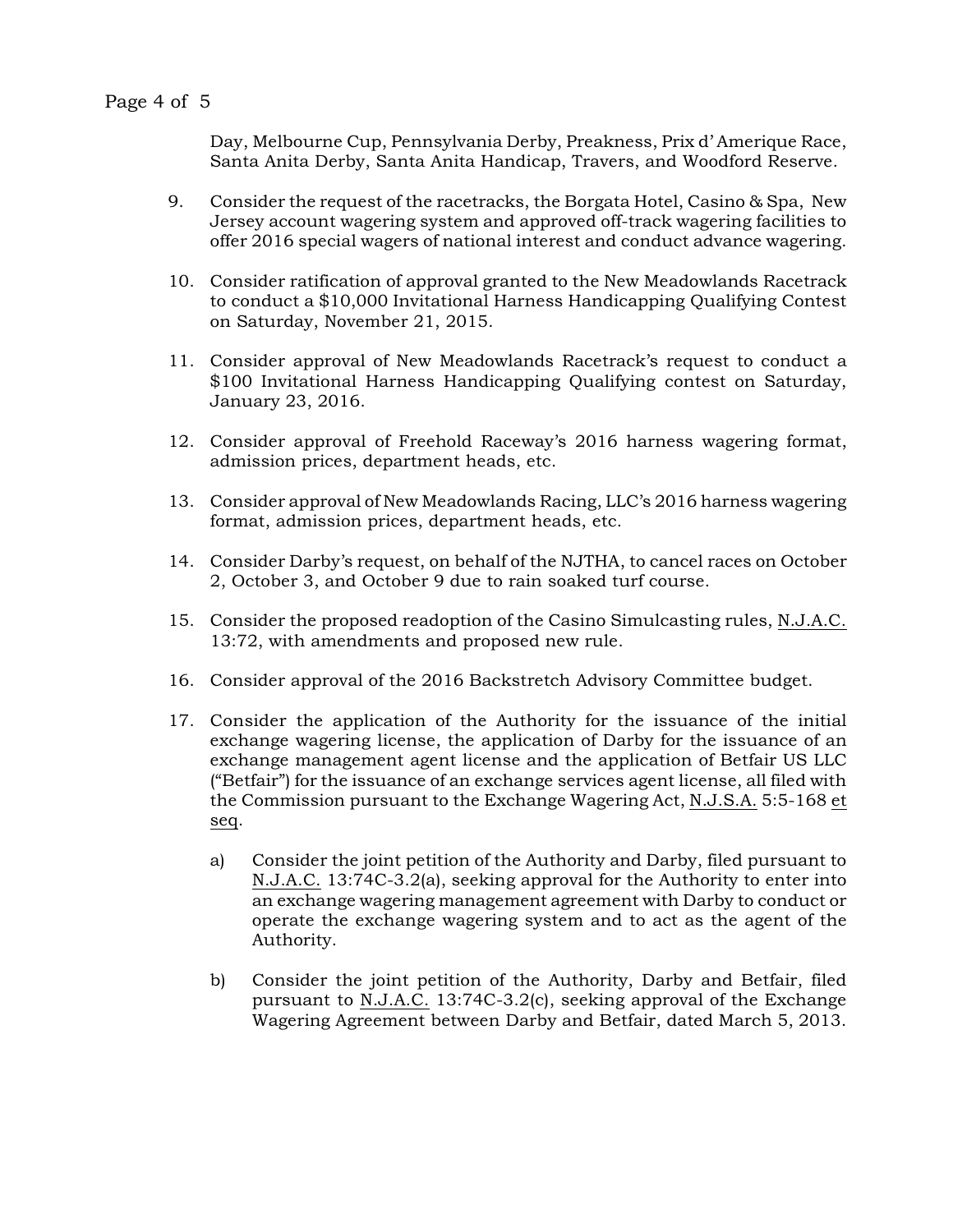Day, Melbourne Cup, Pennsylvania Derby, Preakness, Prix d'Amerique Race, Santa Anita Derby, Santa Anita Handicap, Travers, and Woodford Reserve.

9. Consider the request of the racetracks, the Borgata Hotel, Casino & Spa, New Jersey account wagering system and approved off-track wagering facilities to offer 2016 special wagers of national interest and conduct advance wagering.

10. Consider ratification of approval granted to the New Meadowlands Racetrack to conduct a $10,000 Invitational Harness Handicapping Qualifying Contest on Saturday, November 21, 2015.

11. Consider approval of New Meadowlands Racetrack's request to conduct a $100 Invitational Harness Handicapping Qualifying contest on Saturday, January 23, 2016.

12. Consider approval of Freehold Raceway's 2016 harness wagering format, admission prices, department heads, etc.

13. Consider approval of New Meadowlands Racing, LLC's 2016 harness wagering format, admission prices, department heads, etc.

14. Consider Darby's request, on behalf of the NJTHA, to cancel races on October 2, October 3, and October 9 due to rain soaked turf course.

15. Consider the proposed readoption of the Casino Simulcasting rules, N.J.A.C. 13:72, with amendments and proposed new rule.

16. Consider approval of the 2016 Backstretch Advisory Committee budget.

17. Consider the application of the Authority for the issuance of the initial exchange wagering license, the application of Darby for the issuance of an exchange management agent license and the application of Betfair US LLC ("Betfair") for the issuance of an exchange services agent license, all filed with the Commission pursuant to the Exchange Wagering Act, N.J.S.A. 5:5-168 et seq.

    a) Consider the joint petition of the Authority and Darby, filed pursuant to N.J.A.C. 13:74C-3.2(a), seeking approval for the Authority to enter into an exchange wagering management agreement with Darby to conduct or operate the exchange wagering system and to act as the agent of the Authority.

    b) Consider the joint petition of the Authority, Darby and Betfair, filed pursuant to N.J.A.C. 13:74C-3.2(c), seeking approval of the Exchange Wagering Agreement between Darby and Betfair, dated March 5, 2013.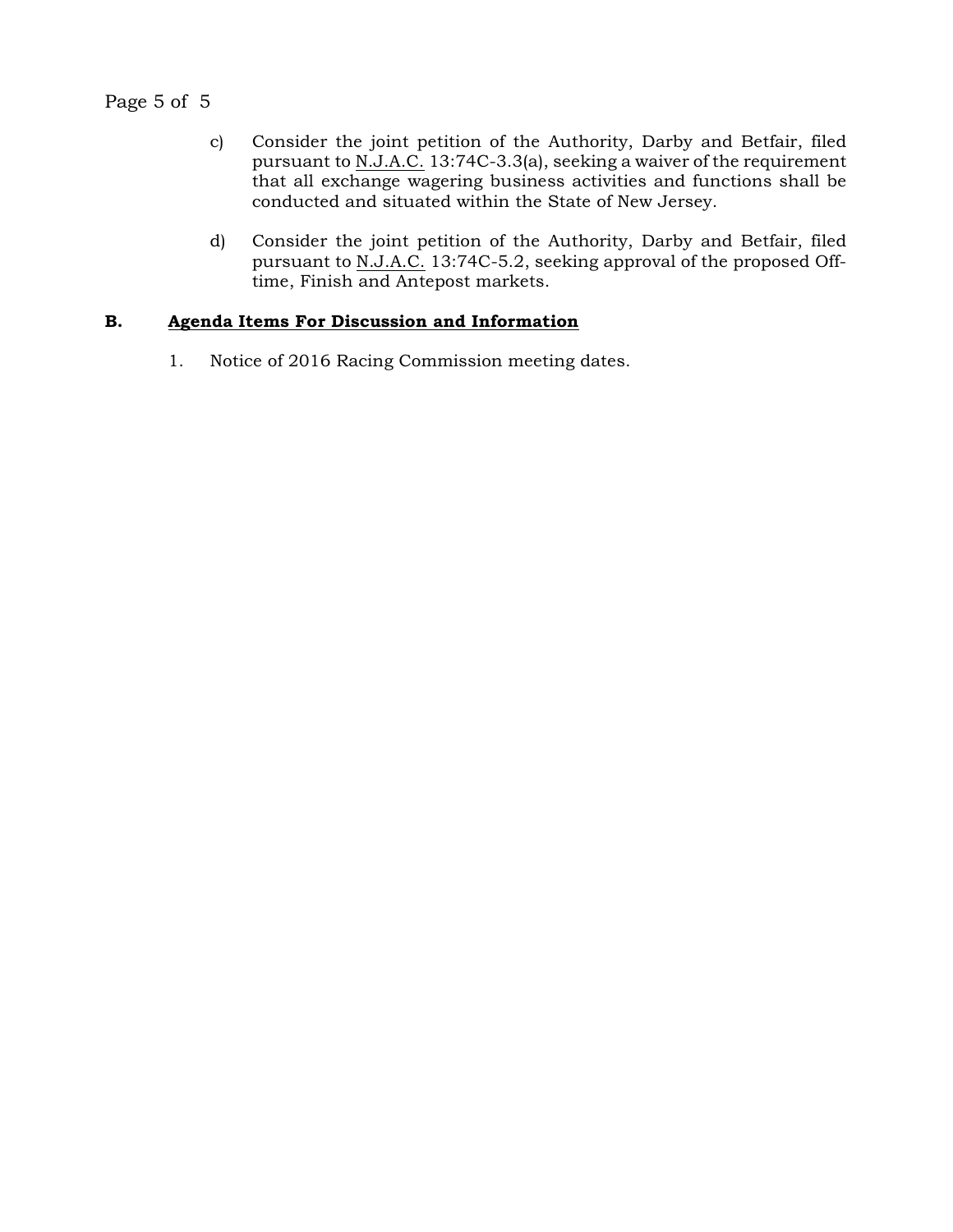c) Consider the joint petition of the Authority, Darby and Betfair, filed pursuant to N.J.A.C. 13:74C-3.3(a), seeking a waiver of the requirement that all exchange wagering business activities and functions shall be conducted and situated within the State of New Jersey.

d) Consider the joint petition of the Authority, Darby and Betfair, filed pursuant to N.J.A.C. 13:74C-5.2, seeking approval of the proposed Off-time, Finish and Antepost markets.

**B. Agenda Items For Discussion and Information**

1. Notice of 2016 Racing Commission meeting dates.